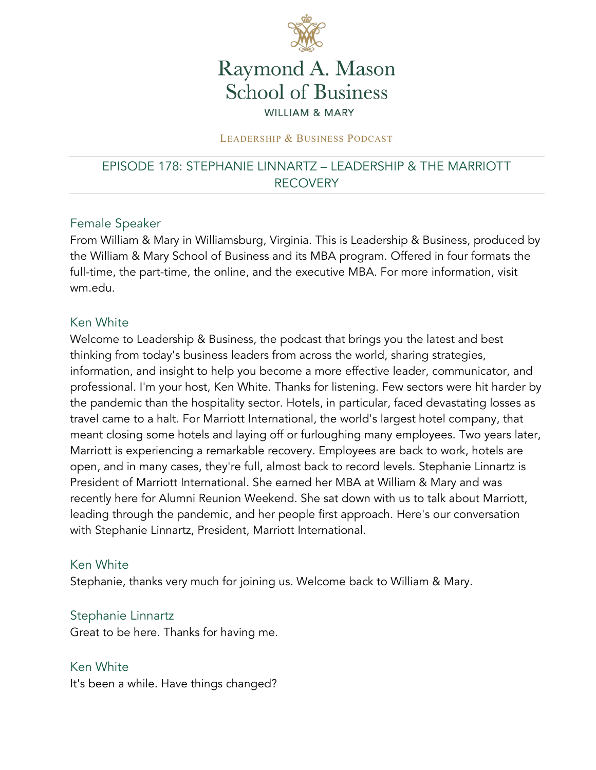# Raymond A. Mason School of Business

WILLIAM & MARY

LEADERSHIP & BUSINESS PODCAST

## EPISODE 178: STEPHANIE LINNARTZ – LEADERSHIP & THE MARRIOTT RECOVERY

### Female Speaker

From William & Mary in Williamsburg, Virginia. This is Leadership & Business, produced by the William & Mary School of Business and its MBA program. Offered in four formats the full-time, the part-time, the online, and the executive MBA. For more information, visit wm.edu.

### Ken White

Welcome to Leadership & Business, the podcast that brings you the latest and best thinking from today's business leaders from across the world, sharing strategies, information, and insight to help you become a more effective leader, communicator, and professional. I'm your host, Ken White. Thanks for listening. Few sectors were hit harder by the pandemic than the hospitality sector. Hotels, in particular, faced devastating losses as travel came to a halt. For Marriott International, the world's largest hotel company, that meant closing some hotels and laying off or furloughing many employees. Two years later, Marriott is experiencing a remarkable recovery. Employees are back to work, hotels are open, and in many cases, they're full, almost back to record levels. Stephanie Linnartz is President of Marriott International. She earned her MBA at William & Mary and was recently here for Alumni Reunion Weekend. She sat down with us to talk about Marriott, leading through the pandemic, and her people first approach. Here's our conversation with Stephanie Linnartz, President, Marriott International.

### Ken White

Stephanie, thanks very much for joining us. Welcome back to William & Mary.

### Stephanie Linnartz

Great to be here. Thanks for having me.

### Ken White

It's been a while. Have things changed?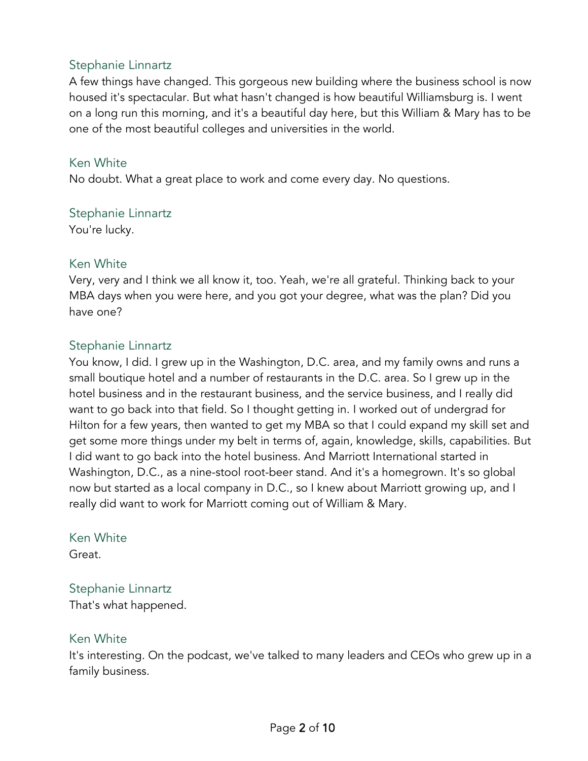Stephanie Linnartz

A few things have changed. This gorgeous new building where the business school is now housed it's spectacular. But what hasn't changed is how beautiful Williamsburg is. I went on a long run this morning, and it's a beautiful day here, but this William & Mary has to be one of the most beautiful colleges and universities in the world.

Ken White

No doubt. What a great place to work and come every day. No questions.

Stephanie Linnartz

You're lucky.

Ken White

Very, very and I think we all know it, too. Yeah, we're all grateful. Thinking back to your MBA days when you were here, and you got your degree, what was the plan? Did you have one?

Stephanie Linnartz

You know, I did. I grew up in the Washington, D.C. area, and my family owns and runs a small boutique hotel and a number of restaurants in the D.C. area. So I grew up in the hotel business and in the restaurant business, and the service business, and I really did want to go back into that field. So I thought getting in. I worked out of undergrad for Hilton for a few years, then wanted to get my MBA so that I could expand my skill set and get some more things under my belt in terms of, again, knowledge, skills, capabilities. But I did want to go back into the hotel business. And Marriott International started in Washington, D.C., as a nine-stool root-beer stand. And it's a homegrown. It's so global now but started as a local company in D.C., so I knew about Marriott growing up, and I really did want to work for Marriott coming out of William & Mary.

Ken White

Great.

Stephanie Linnartz

That's what happened.

Ken White

It's interesting. On the podcast, we've talked to many leaders and CEOs who grew up in a family business.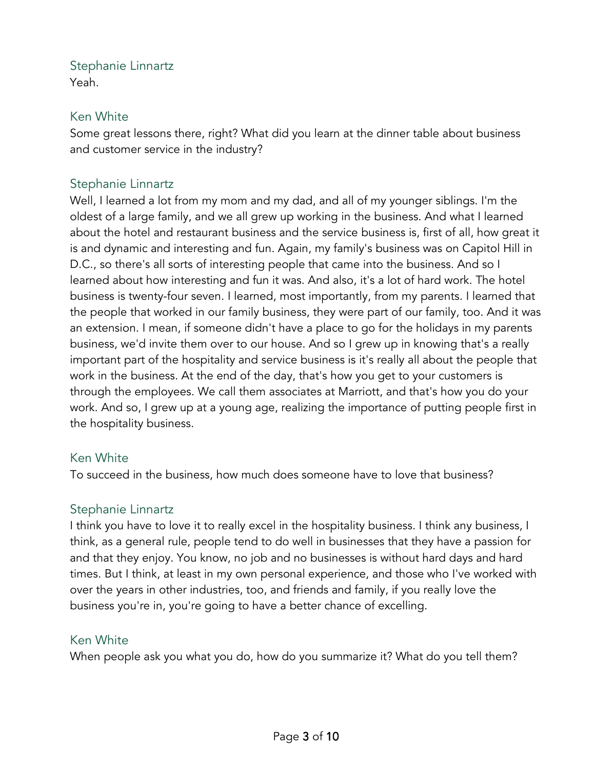Stephanie Linnartz
Yeah.

Ken White
Some great lessons there, right? What did you learn at the dinner table about business and customer service in the industry?

Stephanie Linnartz
Well, I learned a lot from my mom and my dad, and all of my younger siblings. I'm the oldest of a large family, and we all grew up working in the business. And what I learned about the hotel and restaurant business and the service business is, first of all, how great it is and dynamic and interesting and fun. Again, my family's business was on Capitol Hill in D.C., so there's all sorts of interesting people that came into the business. And so I learned about how interesting and fun it was. And also, it's a lot of hard work. The hotel business is twenty-four seven. I learned, most importantly, from my parents. I learned that the people that worked in our family business, they were part of our family, too. And it was an extension. I mean, if someone didn't have a place to go for the holidays in my parents business, we'd invite them over to our house. And so I grew up in knowing that's a really important part of the hospitality and service business is it's really all about the people that work in the business. At the end of the day, that's how you get to your customers is through the employees. We call them associates at Marriott, and that's how you do your work. And so, I grew up at a young age, realizing the importance of putting people first in the hospitality business.

Ken White
To succeed in the business, how much does someone have to love that business?

Stephanie Linnartz
I think you have to love it to really excel in the hospitality business. I think any business, I think, as a general rule, people tend to do well in businesses that they have a passion for and that they enjoy. You know, no job and no businesses is without hard days and hard times. But I think, at least in my own personal experience, and those who I've worked with over the years in other industries, too, and friends and family, if you really love the business you're in, you're going to have a better chance of excelling.

Ken White
When people ask you what you do, how do you summarize it? What do you tell them?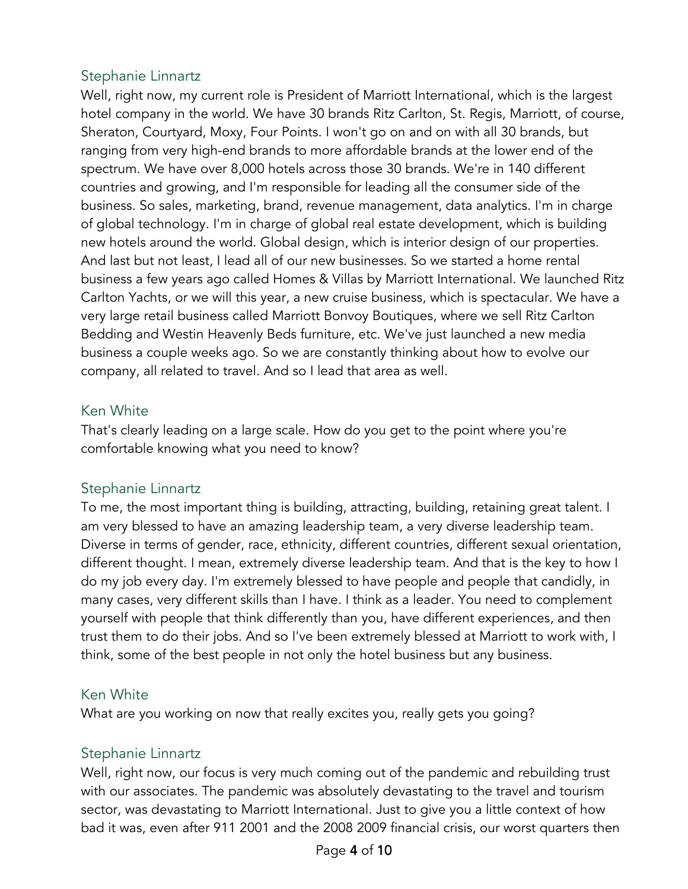Stephanie Linnartz

Well, right now, my current role is President of Marriott International, which is the largest hotel company in the world. We have 30 brands Ritz Carlton, St. Regis, Marriott, of course, Sheraton, Courtyard, Moxy, Four Points. I won't go on and on with all 30 brands, but ranging from very high-end brands to more affordable brands at the lower end of the spectrum. We have over 8,000 hotels across those 30 brands. We're in 140 different countries and growing, and I'm responsible for leading all the consumer side of the business. So sales, marketing, brand, revenue management, data analytics. I'm in charge of global technology. I'm in charge of global real estate development, which is building new hotels around the world. Global design, which is interior design of our properties. And last but not least, I lead all of our new businesses. So we started a home rental business a few years ago called Homes & Villas by Marriott International. We launched Ritz Carlton Yachts, or we will this year, a new cruise business, which is spectacular. We have a very large retail business called Marriott Bonvoy Boutiques, where we sell Ritz Carlton Bedding and Westin Heavenly Beds furniture, etc. We've just launched a new media business a couple weeks ago. So we are constantly thinking about how to evolve our company, all related to travel. And so I lead that area as well.

Ken White

That's clearly leading on a large scale. How do you get to the point where you're comfortable knowing what you need to know?

Stephanie Linnartz

To me, the most important thing is building, attracting, building, retaining great talent. I am very blessed to have an amazing leadership team, a very diverse leadership team. Diverse in terms of gender, race, ethnicity, different countries, different sexual orientation, different thought. I mean, extremely diverse leadership team. And that is the key to how I do my job every day. I'm extremely blessed to have people and people that candidly, in many cases, very different skills than I have. I think as a leader. You need to complement yourself with people that think differently than you, have different experiences, and then trust them to do their jobs. And so I've been extremely blessed at Marriott to work with, I think, some of the best people in not only the hotel business but any business.

Ken White

What are you working on now that really excites you, really gets you going?

Stephanie Linnartz

Well, right now, our focus is very much coming out of the pandemic and rebuilding trust with our associates. The pandemic was absolutely devastating to the travel and tourism sector, was devastating to Marriott International. Just to give you a little context of how bad it was, even after 911 2001 and the 2008 2009 financial crisis, our worst quarters then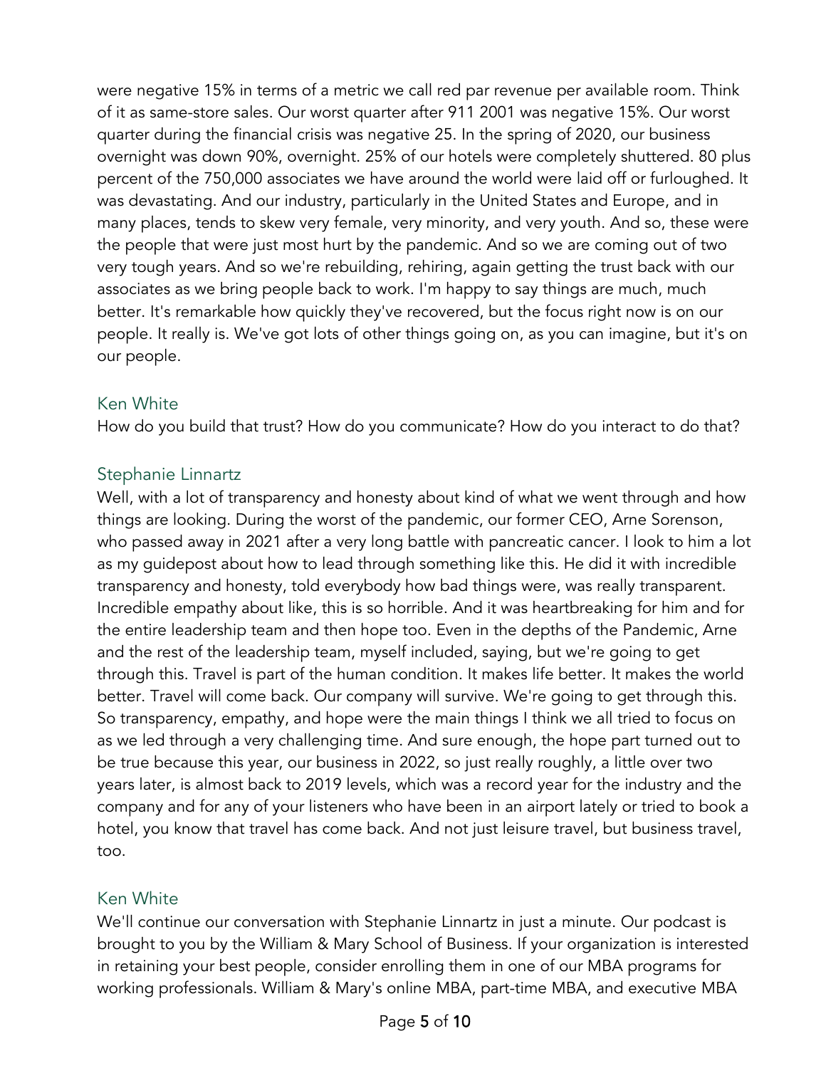were negative 15% in terms of a metric we call red par revenue per available room. Think of it as same-store sales. Our worst quarter after 911 2001 was negative 15%. Our worst quarter during the financial crisis was negative 25. In the spring of 2020, our business overnight was down 90%, overnight. 25% of our hotels were completely shuttered. 80 plus percent of the 750,000 associates we have around the world were laid off or furloughed. It was devastating. And our industry, particularly in the United States and Europe, and in many places, tends to skew very female, very minority, and very youth. And so, these were the people that were just most hurt by the pandemic. And so we are coming out of two very tough years. And so we're rebuilding, rehiring, again getting the trust back with our associates as we bring people back to work. I'm happy to say things are much, much better. It's remarkable how quickly they've recovered, but the focus right now is on our people. It really is. We've got lots of other things going on, as you can imagine, but it's on our people.

### Ken White

How do you build that trust? How do you communicate? How do you interact to do that?

### Stephanie Linnartz

Well, with a lot of transparency and honesty about kind of what we went through and how things are looking. During the worst of the pandemic, our former CEO, Arne Sorenson, who passed away in 2021 after a very long battle with pancreatic cancer. I look to him a lot as my guidepost about how to lead through something like this. He did it with incredible transparency and honesty, told everybody how bad things were, was really transparent. Incredible empathy about like, this is so horrible. And it was heartbreaking for him and for the entire leadership team and then hope too. Even in the depths of the Pandemic, Arne and the rest of the leadership team, myself included, saying, but we're going to get through this. Travel is part of the human condition. It makes life better. It makes the world better. Travel will come back. Our company will survive. We're going to get through this. So transparency, empathy, and hope were the main things I think we all tried to focus on as we led through a very challenging time. And sure enough, the hope part turned out to be true because this year, our business in 2022, so just really roughly, a little over two years later, is almost back to 2019 levels, which was a record year for the industry and the company and for any of your listeners who have been in an airport lately or tried to book a hotel, you know that travel has come back. And not just leisure travel, but business travel, too.

### Ken White

We'll continue our conversation with Stephanie Linnartz in just a minute. Our podcast is brought to you by the William & Mary School of Business. If your organization is interested in retaining your best people, consider enrolling them in one of our MBA programs for working professionals. William & Mary's online MBA, part-time MBA, and executive MBA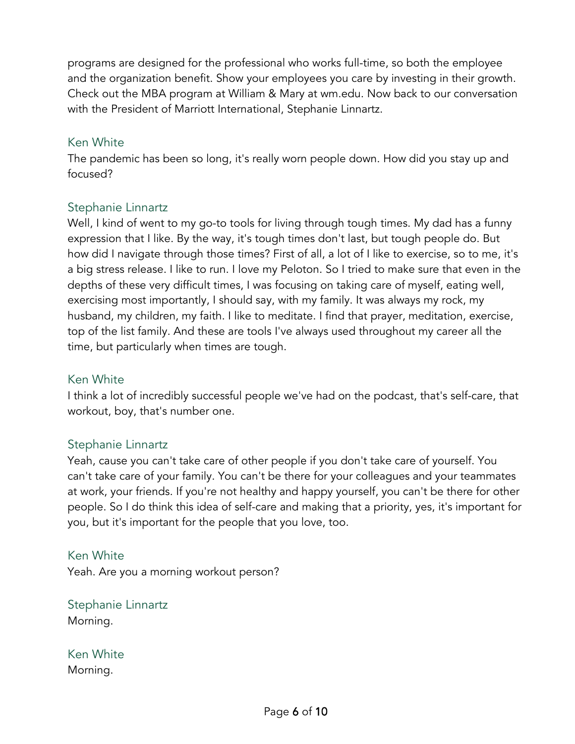programs are designed for the professional who works full-time, so both the employee and the organization benefit. Show your employees you care by investing in their growth. Check out the MBA program at William & Mary at wm.edu. Now back to our conversation with the President of Marriott International, Stephanie Linnartz.

Ken White

The pandemic has been so long, it's really worn people down. How did you stay up and focused?

Stephanie Linnartz

Well, I kind of went to my go-to tools for living through tough times. My dad has a funny expression that I like. By the way, it's tough times don't last, but tough people do. But how did I navigate through those times? First of all, a lot of I like to exercise, so to me, it's a big stress release. I like to run. I love my Peloton. So I tried to make sure that even in the depths of these very difficult times, I was focusing on taking care of myself, eating well, exercising most importantly, I should say, with my family. It was always my rock, my husband, my children, my faith. I like to meditate. I find that prayer, meditation, exercise, top of the list family. And these are tools I've always used throughout my career all the time, but particularly when times are tough.

Ken White

I think a lot of incredibly successful people we've had on the podcast, that's self-care, that workout, boy, that's number one.

Stephanie Linnartz

Yeah, cause you can't take care of other people if you don't take care of yourself. You can't take care of your family. You can't be there for your colleagues and your teammates at work, your friends. If you're not healthy and happy yourself, you can't be there for other people. So I do think this idea of self-care and making that a priority, yes, it's important for you, but it's important for the people that you love, too.

Ken White

Yeah. Are you a morning workout person?

Stephanie Linnartz

Morning.

Ken White

Morning.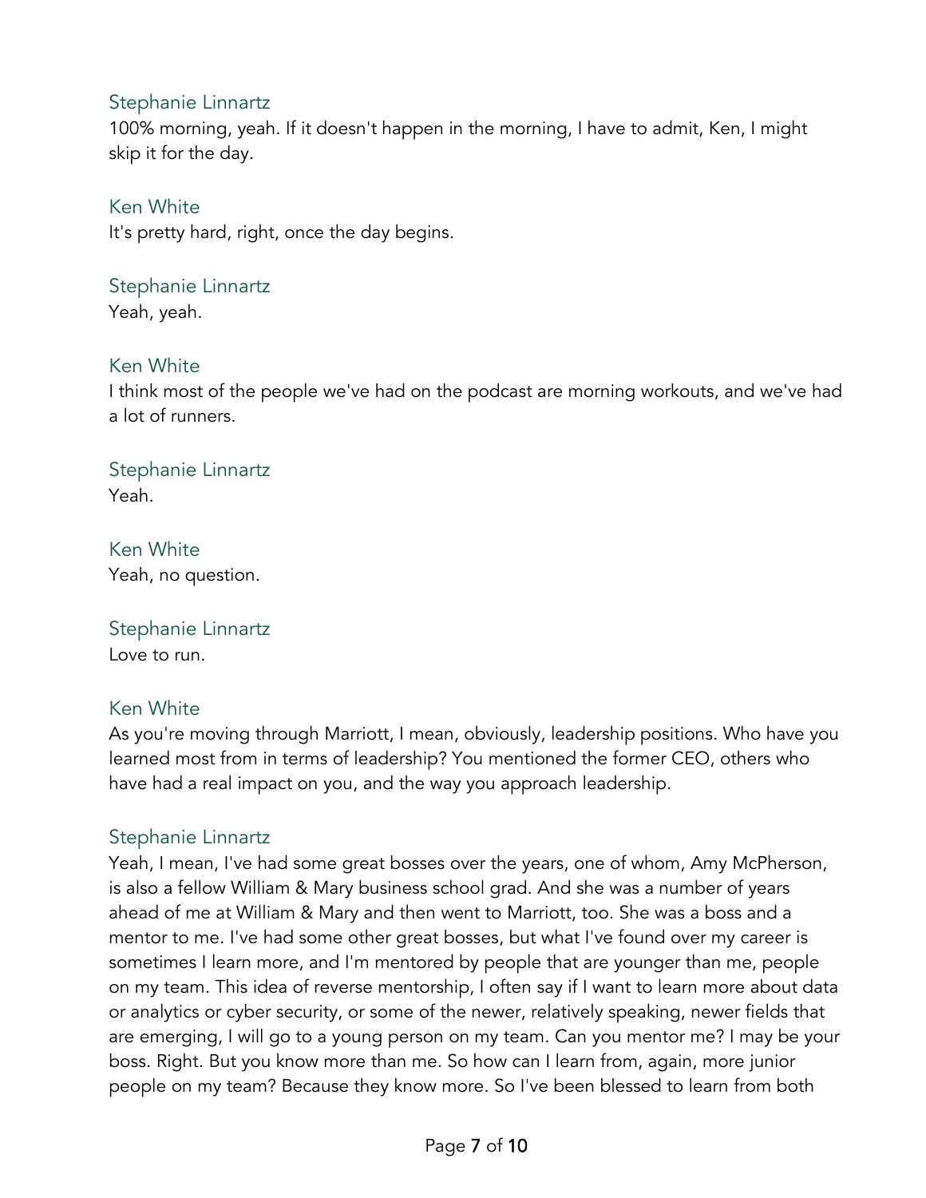Stephanie Linnartz
100% morning, yeah. If it doesn't happen in the morning, I have to admit, Ken, I might skip it for the day.

Ken White
It's pretty hard, right, once the day begins.

Stephanie Linnartz
Yeah, yeah.

Ken White
I think most of the people we've had on the podcast are morning workouts, and we've had a lot of runners.

Stephanie Linnartz
Yeah.

Ken White
Yeah, no question.

Stephanie Linnartz
Love to run.

Ken White
As you're moving through Marriott, I mean, obviously, leadership positions. Who have you learned most from in terms of leadership? You mentioned the former CEO, others who have had a real impact on you, and the way you approach leadership.

Stephanie Linnartz
Yeah, I mean, I've had some great bosses over the years, one of whom, Amy McPherson, is also a fellow William & Mary business school grad. And she was a number of years ahead of me at William & Mary and then went to Marriott, too. She was a boss and a mentor to me. I've had some other great bosses, but what I've found over my career is sometimes I learn more, and I'm mentored by people that are younger than me, people on my team. This idea of reverse mentorship, I often say if I want to learn more about data or analytics or cyber security, or some of the newer, relatively speaking, newer fields that are emerging, I will go to a young person on my team. Can you mentor me? I may be your boss. Right. But you know more than me. So how can I learn from, again, more junior people on my team? Because they know more. So I've been blessed to learn from both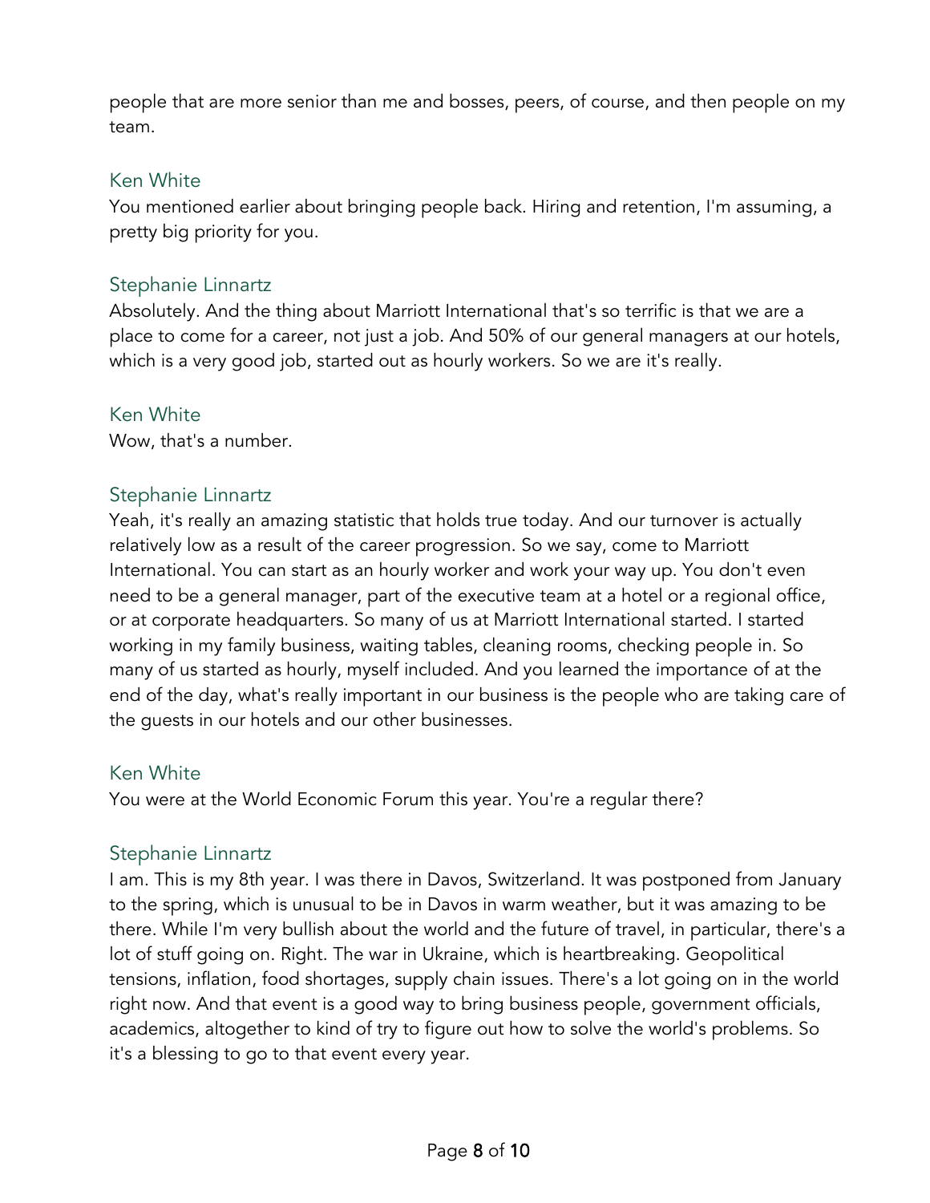people that are more senior than me and bosses, peers, of course, and then people on my team.

Ken White
You mentioned earlier about bringing people back. Hiring and retention, I'm assuming, a pretty big priority for you.

Stephanie Linnartz
Absolutely. And the thing about Marriott International that's so terrific is that we are a place to come for a career, not just a job. And 50% of our general managers at our hotels, which is a very good job, started out as hourly workers. So we are it's really.

Ken White
Wow, that's a number.

Stephanie Linnartz
Yeah, it's really an amazing statistic that holds true today. And our turnover is actually relatively low as a result of the career progression. So we say, come to Marriott International. You can start as an hourly worker and work your way up. You don't even need to be a general manager, part of the executive team at a hotel or a regional office, or at corporate headquarters. So many of us at Marriott International started. I started working in my family business, waiting tables, cleaning rooms, checking people in. So many of us started as hourly, myself included. And you learned the importance of at the end of the day, what's really important in our business is the people who are taking care of the guests in our hotels and our other businesses.

Ken White
You were at the World Economic Forum this year. You're a regular there?

Stephanie Linnartz
I am. This is my 8th year. I was there in Davos, Switzerland. It was postponed from January to the spring, which is unusual to be in Davos in warm weather, but it was amazing to be there. While I'm very bullish about the world and the future of travel, in particular, there's a lot of stuff going on. Right. The war in Ukraine, which is heartbreaking. Geopolitical tensions, inflation, food shortages, supply chain issues. There's a lot going on in the world right now. And that event is a good way to bring business people, government officials, academics, altogether to kind of try to figure out how to solve the world's problems. So it's a blessing to go to that event every year.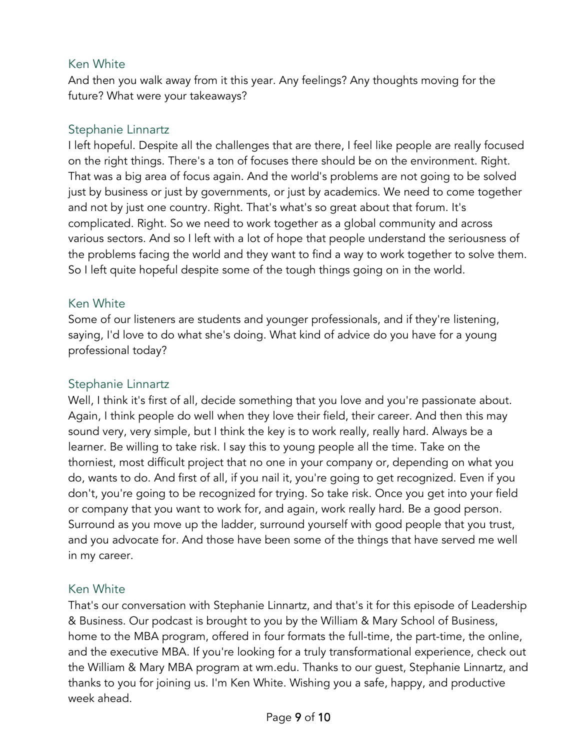Ken White

And then you walk away from it this year. Any feelings? Any thoughts moving for the future? What were your takeaways?

Stephanie Linnartz

I left hopeful. Despite all the challenges that are there, I feel like people are really focused on the right things. There's a ton of focuses there should be on the environment. Right. That was a big area of focus again. And the world's problems are not going to be solved just by business or just by governments, or just by academics. We need to come together and not by just one country. Right. That's what's so great about that forum. It's complicated. Right. So we need to work together as a global community and across various sectors. And so I left with a lot of hope that people understand the seriousness of the problems facing the world and they want to find a way to work together to solve them. So I left quite hopeful despite some of the tough things going on in the world.

Ken White

Some of our listeners are students and younger professionals, and if they're listening, saying, I'd love to do what she's doing. What kind of advice do you have for a young professional today?

Stephanie Linnartz

Well, I think it's first of all, decide something that you love and you're passionate about. Again, I think people do well when they love their field, their career. And then this may sound very, very simple, but I think the key is to work really, really hard. Always be a learner. Be willing to take risk. I say this to young people all the time. Take on the thorniest, most difficult project that no one in your company or, depending on what you do, wants to do. And first of all, if you nail it, you're going to get recognized. Even if you don't, you're going to be recognized for trying. So take risk. Once you get into your field or company that you want to work for, and again, work really hard. Be a good person. Surround as you move up the ladder, surround yourself with good people that you trust, and you advocate for. And those have been some of the things that have served me well in my career.

Ken White

That's our conversation with Stephanie Linnartz, and that's it for this episode of Leadership & Business. Our podcast is brought to you by the William & Mary School of Business, home to the MBA program, offered in four formats the full-time, the part-time, the online, and the executive MBA. If you're looking for a truly transformational experience, check out the William & Mary MBA program at wm.edu. Thanks to our guest, Stephanie Linnartz, and thanks to you for joining us. I'm Ken White. Wishing you a safe, happy, and productive week ahead.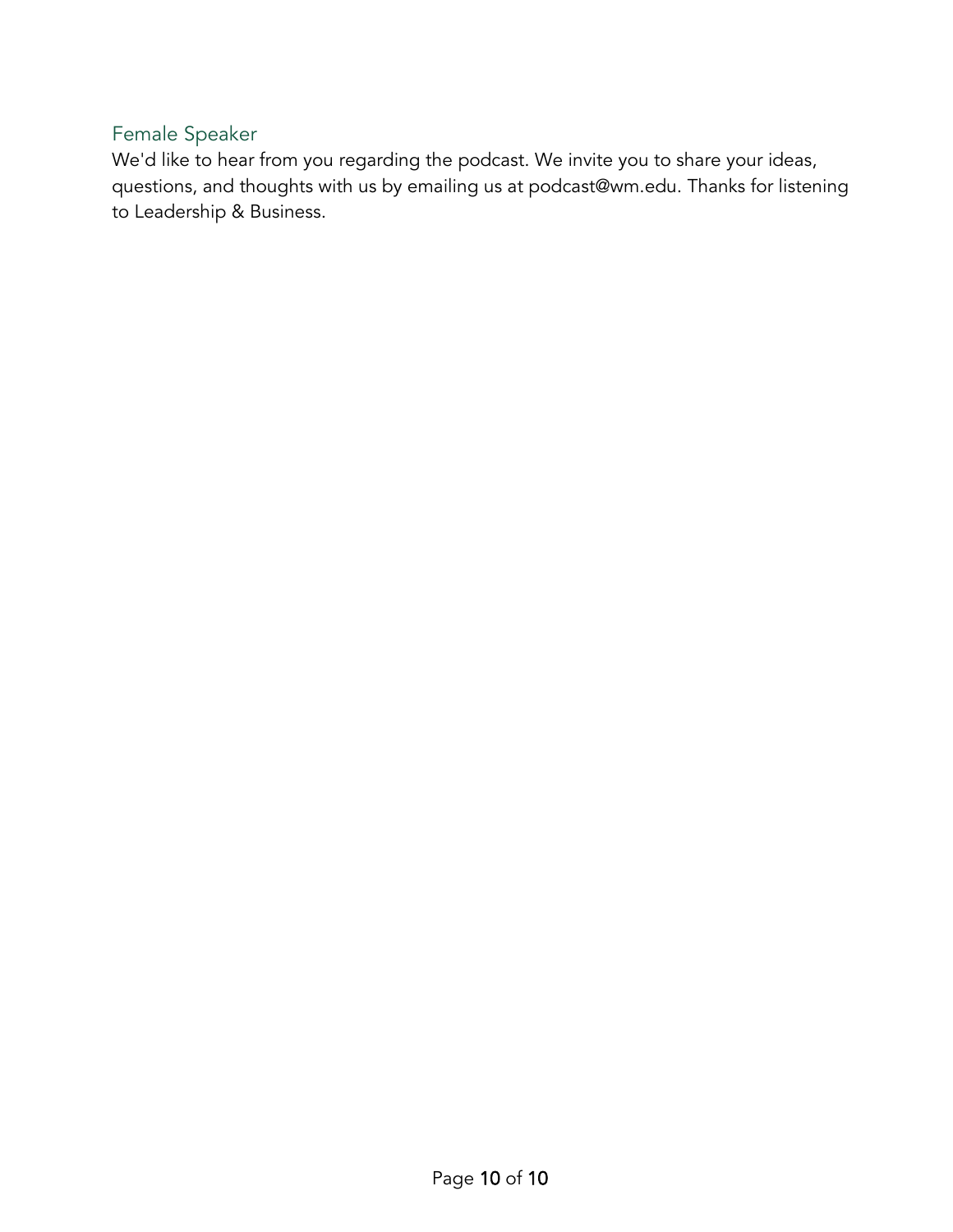Female Speaker

We'd like to hear from you regarding the podcast. We invite you to share your ideas, questions, and thoughts with us by emailing us at podcast@wm.edu. Thanks for listening to Leadership & Business.